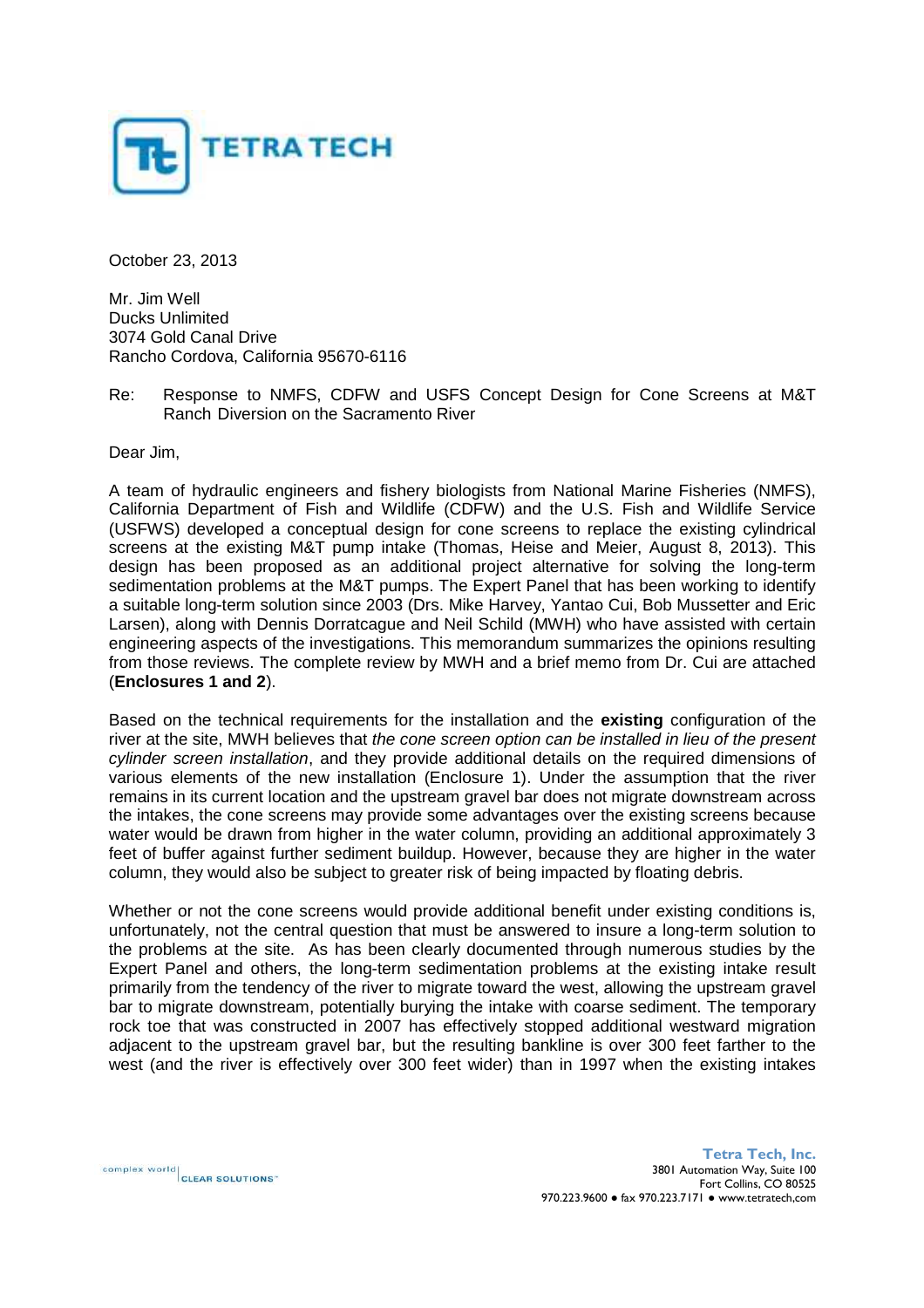October 23, 2013

Mr. Jim Well
Ducks Unlimited
3074 Gold Canal Drive
Rancho Cordova, California 95670-6116

Re: Response to NMFS, CDFW and USFS Concept Design for Cone Screens at M&T Ranch Diversion on the Sacramento River

Dear Jim,

A team of hydraulic engineers and fishery biologists from National Marine Fisheries (NMFS), California Department of Fish and Wildlife (CDFW) and the U.S. Fish and Wildlife Service (USFWS) developed a conceptual design for cone screens to replace the existing cylindrical screens at the existing M&T pump intake (Thomas, Heise and Meier, August 8, 2013). This design has been proposed as an additional project alternative for solving the long-term sedimentation problems at the M&T pumps. The Expert Panel that has been working to identify a suitable long-term solution since 2003 (Drs. Mike Harvey, Yantao Cui, Bob Mussetter and Eric Larsen), along with Dennis Dorratcague and Neil Schild (MWH) who have assisted with certain engineering aspects of the investigations. This memorandum summarizes the opinions resulting from those reviews. The complete review by MWH and a brief memo from Dr. Cui are attached (**Enclosures 1 and 2**).

Based on the technical requirements for the installation and the **existing** configuration of the river at the site, MWH believes that *the cone screen option can be installed in lieu of the present cylinder screen installation*, and they provide additional details on the required dimensions of various elements of the new installation (Enclosure 1). Under the assumption that the river remains in its current location and the upstream gravel bar does not migrate downstream across the intakes, the cone screens may provide some advantages over the existing screens because water would be drawn from higher in the water column, providing an additional approximately 3 feet of buffer against further sediment buildup. However, because they are higher in the water column, they would also be subject to greater risk of being impacted by floating debris.

Whether or not the cone screens would provide additional benefit under existing conditions is, unfortunately, not the central question that must be answered to insure a long-term solution to the problems at the site. As has been clearly documented through numerous studies by the Expert Panel and others, the long-term sedimentation problems at the existing intake result primarily from the tendency of the river to migrate toward the west, allowing the upstream gravel bar to migrate downstream, potentially burying the intake with coarse sediment. The temporary rock toe that was constructed in 2007 has effectively stopped additional westward migration adjacent to the upstream gravel bar, but the resulting bankline is over 300 feet farther to the west (and the river is effectively over 300 feet wider) than in 1997 when the existing intakes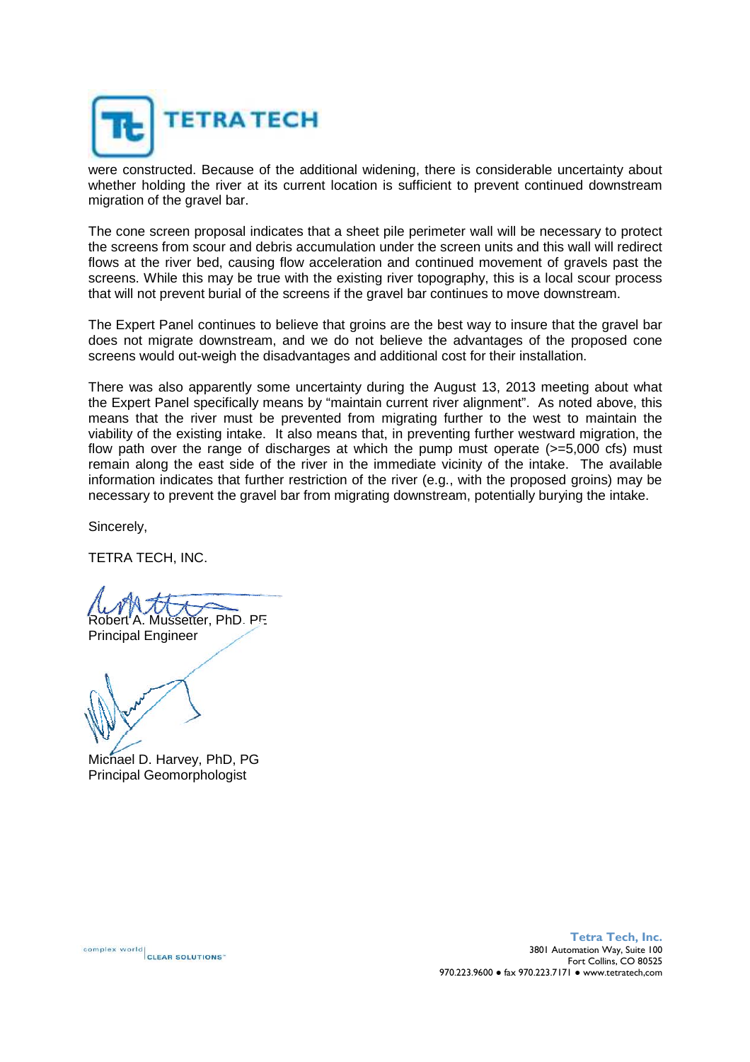were constructed. Because of the additional widening, there is considerable uncertainty about whether holding the river at its current location is sufficient to prevent continued downstream migration of the gravel bar.

The cone screen proposal indicates that a sheet pile perimeter wall will be necessary to protect the screens from scour and debris accumulation under the screen units and this wall will redirect flows at the river bed, causing flow acceleration and continued movement of gravels past the screens. While this may be true with the existing river topography, this is a local scour process that will not prevent burial of the screens if the gravel bar continues to move downstream.

The Expert Panel continues to believe that groins are the best way to insure that the gravel bar does not migrate downstream, and we do not believe the advantages of the proposed cone screens would out-weigh the disadvantages and additional cost for their installation.

There was also apparently some uncertainty during the August 13, 2013 meeting about what the Expert Panel specifically means by "maintain current river alignment". As noted above, this means that the river must be prevented from migrating further to the west to maintain the viability of the existing intake. It also means that, in preventing further westward migration, the flow path over the range of discharges at which the pump must operate (>=5,000 cfs) must remain along the east side of the river in the immediate vicinity of the intake. The available information indicates that further restriction of the river (e.g., with the proposed groins) may be necessary to prevent the gravel bar from migrating downstream, potentially burying the intake.

Sincerely,

TETRA TECH, INC.

Robert A. Mussetter, PhD, PE
Principal Engineer

Michael D. Harvey, PhD, PG
Principal Geomorphologist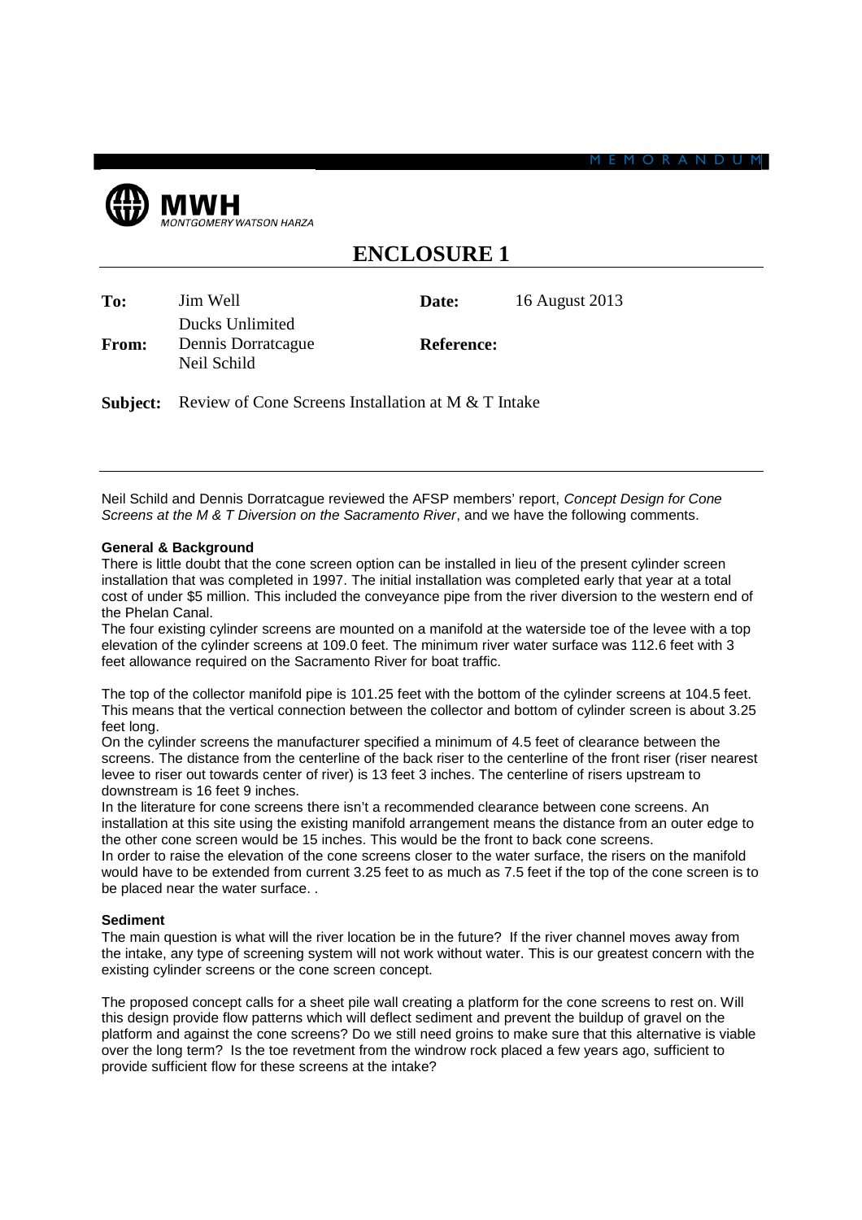MEMORANDUM

**MWH**
*MONTGOMERY WATSON HARZA*

# ENCLOSURE 1

| | | | |
|---|---|---|---|
| **To:** | Jim Well<br>Ducks Unlimited | **Date:** | 16 August 2013 |
| **From:** | Dennis Dorratcague<br>Neil Schild | **Reference:** | |

**Subject:** Review of Cone Screens Installation at M & T Intake

---

Neil Schild and Dennis Dorratcague reviewed the AFSP members' report, *Concept Design for Cone Screens at the M & T Diversion on the Sacramento River*, and we have the following comments.

**General & Background**

There is little doubt that the cone screen option can be installed in lieu of the present cylinder screen installation that was completed in 1997. The initial installation was completed early that year at a total cost of under $5 million. This included the conveyance pipe from the river diversion to the western end of the Phelan Canal.

The four existing cylinder screens are mounted on a manifold at the waterside toe of the levee with a top elevation of the cylinder screens at 109.0 feet. The minimum river water surface was 112.6 feet with 3 feet allowance required on the Sacramento River for boat traffic.

The top of the collector manifold pipe is 101.25 feet with the bottom of the cylinder screens at 104.5 feet. This means that the vertical connection between the collector and bottom of cylinder screen is about 3.25 feet long.

On the cylinder screens the manufacturer specified a minimum of 4.5 feet of clearance between the screens. The distance from the centerline of the back riser to the centerline of the front riser (riser nearest levee to riser out towards center of river) is 13 feet 3 inches. The centerline of risers upstream to downstream is 16 feet 9 inches.

In the literature for cone screens there isn't a recommended clearance between cone screens. An installation at this site using the existing manifold arrangement means the distance from an outer edge to the other cone screen would be 15 inches. This would be the front to back cone screens.

In order to raise the elevation of the cone screens closer to the water surface, the risers on the manifold would have to be extended from current 3.25 feet to as much as 7.5 feet if the top of the cone screen is to be placed near the water surface. .

**Sediment**

The main question is what will the river location be in the future? If the river channel moves away from the intake, any type of screening system will not work without water. This is our greatest concern with the existing cylinder screens or the cone screen concept.

The proposed concept calls for a sheet pile wall creating a platform for the cone screens to rest on. Will this design provide flow patterns which will deflect sediment and prevent the buildup of gravel on the platform and against the cone screens? Do we still need groins to make sure that this alternative is viable over the long term? Is the toe revetment from the windrow rock placed a few years ago, sufficient to provide sufficient flow for these screens at the intake?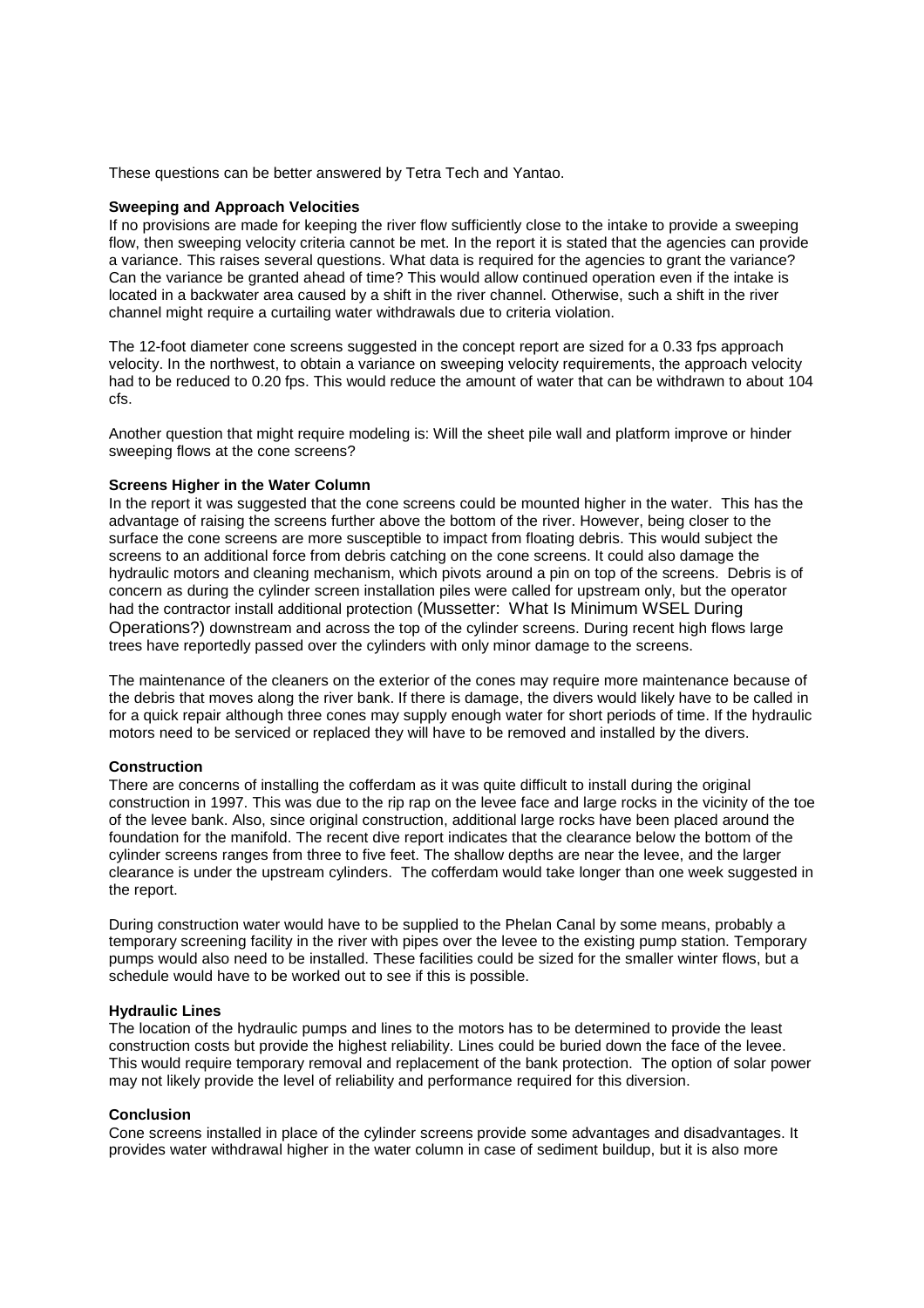These questions can be better answered by Tetra Tech and Yantao.

**Sweeping and Approach Velocities**

If no provisions are made for keeping the river flow sufficiently close to the intake to provide a sweeping flow, then sweeping velocity criteria cannot be met. In the report it is stated that the agencies can provide a variance. This raises several questions. What data is required for the agencies to grant the variance? Can the variance be granted ahead of time? This would allow continued operation even if the intake is located in a backwater area caused by a shift in the river channel. Otherwise, such a shift in the river channel might require a curtailing water withdrawals due to criteria violation.

The 12-foot diameter cone screens suggested in the concept report are sized for a 0.33 fps approach velocity. In the northwest, to obtain a variance on sweeping velocity requirements, the approach velocity had to be reduced to 0.20 fps. This would reduce the amount of water that can be withdrawn to about 104 cfs.

Another question that might require modeling is: Will the sheet pile wall and platform improve or hinder sweeping flows at the cone screens?

**Screens Higher in the Water Column**

In the report it was suggested that the cone screens could be mounted higher in the water. This has the advantage of raising the screens further above the bottom of the river. However, being closer to the surface the cone screens are more susceptible to impact from floating debris. This would subject the screens to an additional force from debris catching on the cone screens. It could also damage the hydraulic motors and cleaning mechanism, which pivots around a pin on top of the screens. Debris is of concern as during the cylinder screen installation piles were called for upstream only, but the operator had the contractor install additional protection (Mussetter: What Is Minimum WSEL During Operations?) downstream and across the top of the cylinder screens. During recent high flows large trees have reportedly passed over the cylinders with only minor damage to the screens.

The maintenance of the cleaners on the exterior of the cones may require more maintenance because of the debris that moves along the river bank. If there is damage, the divers would likely have to be called in for a quick repair although three cones may supply enough water for short periods of time. If the hydraulic motors need to be serviced or replaced they will have to be removed and installed by the divers.

**Construction**

There are concerns of installing the cofferdam as it was quite difficult to install during the original construction in 1997. This was due to the rip rap on the levee face and large rocks in the vicinity of the toe of the levee bank. Also, since original construction, additional large rocks have been placed around the foundation for the manifold. The recent dive report indicates that the clearance below the bottom of the cylinder screens ranges from three to five feet. The shallow depths are near the levee, and the larger clearance is under the upstream cylinders. The cofferdam would take longer than one week suggested in the report.

During construction water would have to be supplied to the Phelan Canal by some means, probably a temporary screening facility in the river with pipes over the levee to the existing pump station. Temporary pumps would also need to be installed. These facilities could be sized for the smaller winter flows, but a schedule would have to be worked out to see if this is possible.

**Hydraulic Lines**

The location of the hydraulic pumps and lines to the motors has to be determined to provide the least construction costs but provide the highest reliability. Lines could be buried down the face of the levee. This would require temporary removal and replacement of the bank protection. The option of solar power may not likely provide the level of reliability and performance required for this diversion.

**Conclusion**

Cone screens installed in place of the cylinder screens provide some advantages and disadvantages. It provides water withdrawal higher in the water column in case of sediment buildup, but it is also more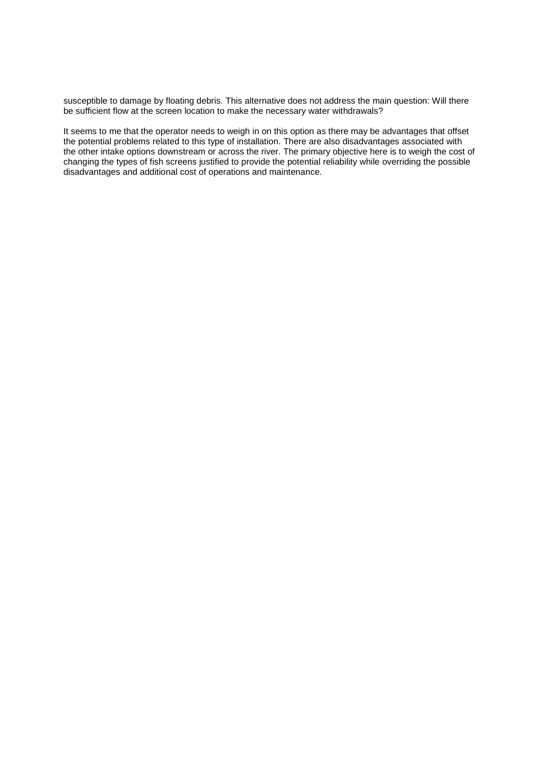susceptible to damage by floating debris. This alternative does not address the main question: Will there be sufficient flow at the screen location to make the necessary water withdrawals?

It seems to me that the operator needs to weigh in on this option as there may be advantages that offset the potential problems related to this type of installation. There are also disadvantages associated with the other intake options downstream or across the river. The primary objective here is to weigh the cost of changing the types of fish screens justified to provide the potential reliability while overriding the possible disadvantages and additional cost of operations and maintenance.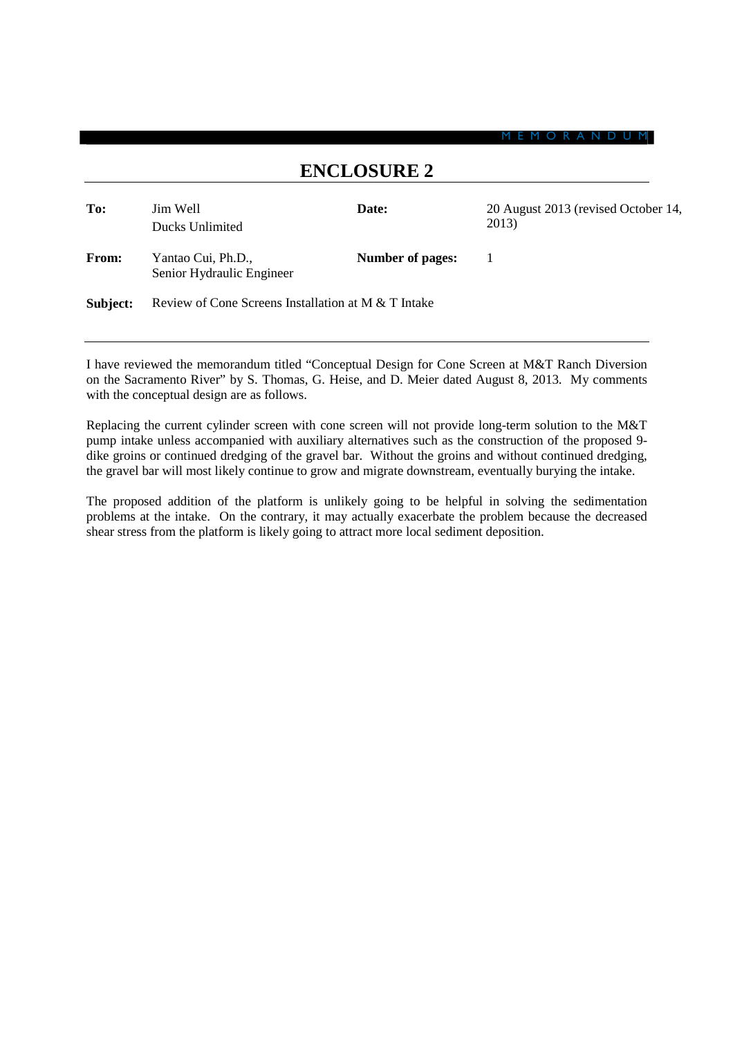MEMORANDUM

# ENCLOSURE 2

| | | | |
|---|---|---|---|
| **To:** | Jim Well<br>Ducks Unlimited | **Date:** | 20 August 2013 (revised October 14, 2013) |
| **From:** | Yantao Cui, Ph.D.,<br>Senior Hydraulic Engineer | **Number of pages:** | 1 |
| **Subject:** | Review of Cone Screens Installation at M & T Intake | | |

---

I have reviewed the memorandum titled "Conceptual Design for Cone Screen at M&T Ranch Diversion on the Sacramento River" by S. Thomas, G. Heise, and D. Meier dated August 8, 2013. My comments with the conceptual design are as follows.

Replacing the current cylinder screen with cone screen will not provide long-term solution to the M&T pump intake unless accompanied with auxiliary alternatives such as the construction of the proposed 9-dike groins or continued dredging of the gravel bar. Without the groins and without continued dredging, the gravel bar will most likely continue to grow and migrate downstream, eventually burying the intake.

The proposed addition of the platform is unlikely going to be helpful in solving the sedimentation problems at the intake. On the contrary, it may actually exacerbate the problem because the decreased shear stress from the platform is likely going to attract more local sediment deposition.